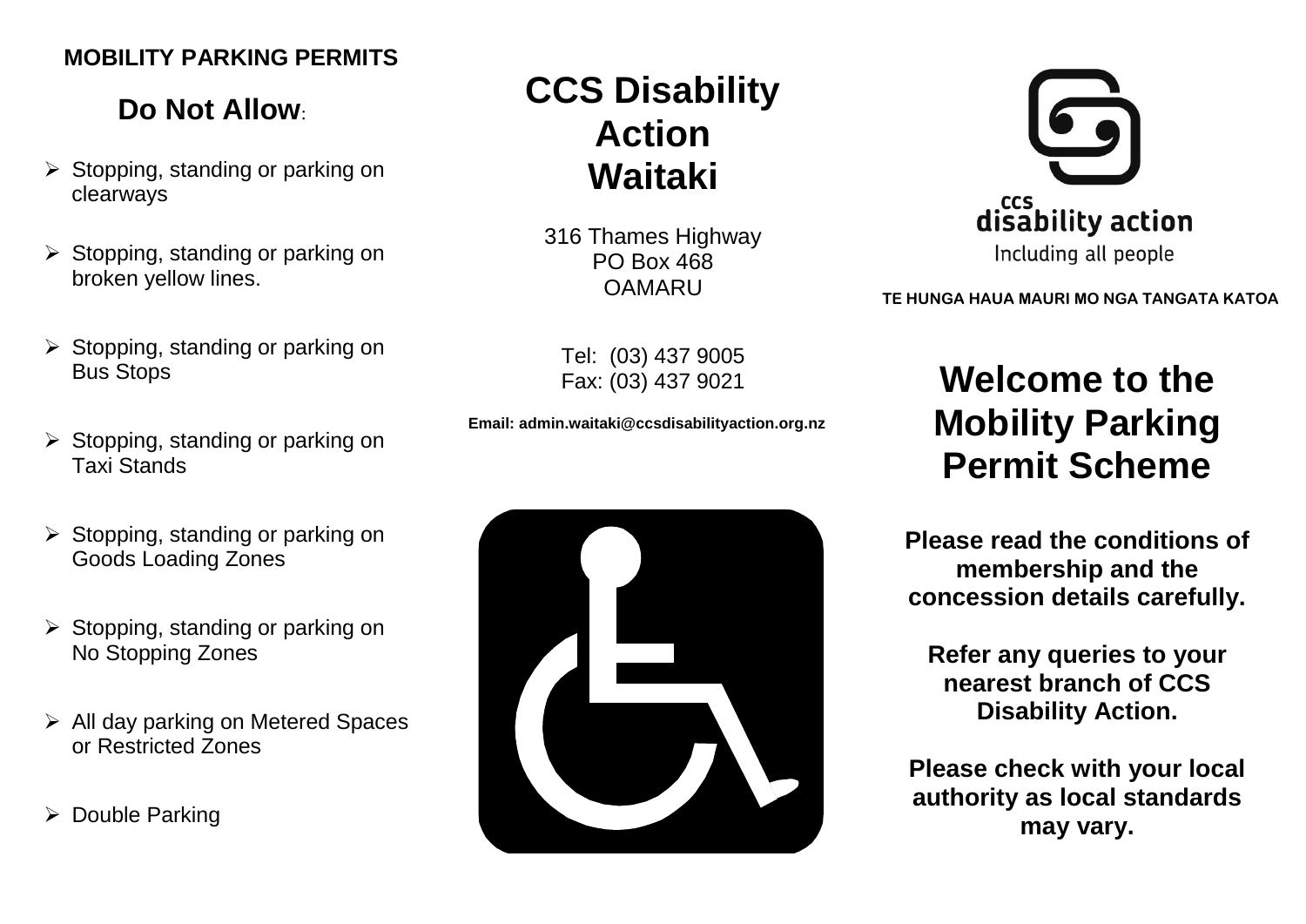**MOBILITY PARKING PERMITS**

## Do Not Allow:

- Stopping, standing or parking on clearways
- Stopping, standing or parking on broken yellow lines.
- Stopping, standing or parking on Bus Stops
- Stopping, standing or parking on Taxi Stands
- Stopping, standing or parking on Goods Loading Zones
- Stopping, standing or parking on No Stopping Zones
- All day parking on Metered Spaces or Restricted Zones
- Double Parking

# CCS Disability Action Waitaki

316 Thames Highway
PO Box 468
OAMARU

Tel: (03) 437 9005
Fax: (03) 437 9021

**Email: admin.waitaki@ccsdisabilityaction.org.nz**

ccs disability action
Including all people

**TE HUNGA HAUA MAURI MO NGA TANGATA KATOA**

# Welcome to the Mobility Parking Permit Scheme

**Please read the conditions of membership and the concession details carefully.**

**Refer any queries to your nearest branch of CCS Disability Action.**

**Please check with your local authority as local standards may vary.**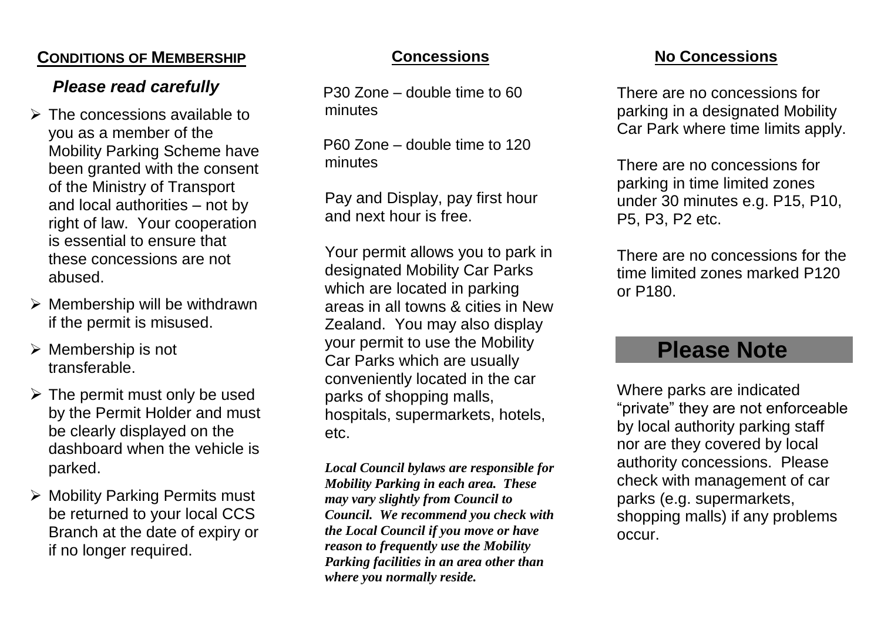## CONDITIONS OF MEMBERSHIP

***Please read carefully***

- The concessions available to you as a member of the Mobility Parking Scheme have been granted with the consent of the Ministry of Transport and local authorities – not by right of law. Your cooperation is essential to ensure that these concessions are not abused.
- Membership will be withdrawn if the permit is misused.
- Membership is not transferable.
- The permit must only be used by the Permit Holder and must be clearly displayed on the dashboard when the vehicle is parked.
- Mobility Parking Permits must be returned to your local CCS Branch at the date of expiry or if no longer required.

## Concessions

P30 Zone – double time to 60 minutes

P60 Zone – double time to 120 minutes

Pay and Display, pay first hour and next hour is free.

Your permit allows you to park in designated Mobility Car Parks which are located in parking areas in all towns & cities in New Zealand. You may also display your permit to use the Mobility Car Parks which are usually conveniently located in the car parks of shopping malls, hospitals, supermarkets, hotels, etc.

***Local Council bylaws are responsible for Mobility Parking in each area. These may vary slightly from Council to Council. We recommend you check with the Local Council if you move or have reason to frequently use the Mobility Parking facilities in an area other than where you normally reside.***

## No Concessions

There are no concessions for parking in a designated Mobility Car Park where time limits apply.

There are no concessions for parking in time limited zones under 30 minutes e.g. P15, P10, P5, P3, P2 etc.

There are no concessions for the time limited zones marked P120 or P180.

## Please Note

Where parks are indicated "private" they are not enforceable by local authority parking staff nor are they covered by local authority concessions. Please check with management of car parks (e.g. supermarkets, shopping malls) if any problems occur.